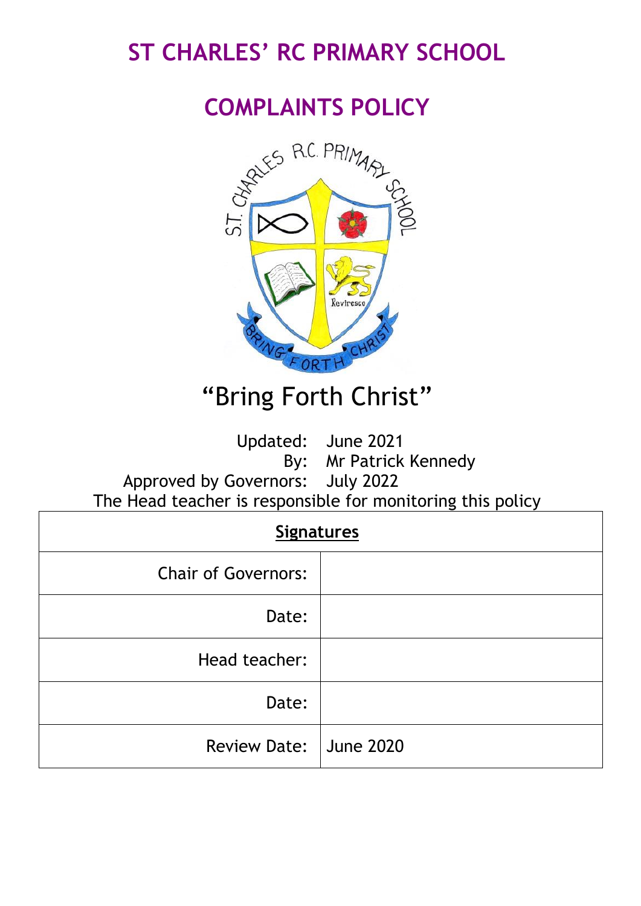# ST CHARLES' RC PRIMARY SCHOOL

# COMPLAINTS POLICY

"Bring Forth Christ"

Updated: June 2021
By: Mr Patrick Kennedy
Approved by Governors: July 2022
The Head teacher is responsible for monitoring this policy

| **Signatures** | |
|---|---|
| Chair of Governors: | |
| Date: | |
| Head teacher: | |
| Date: | |
| Review Date: | June 2020 |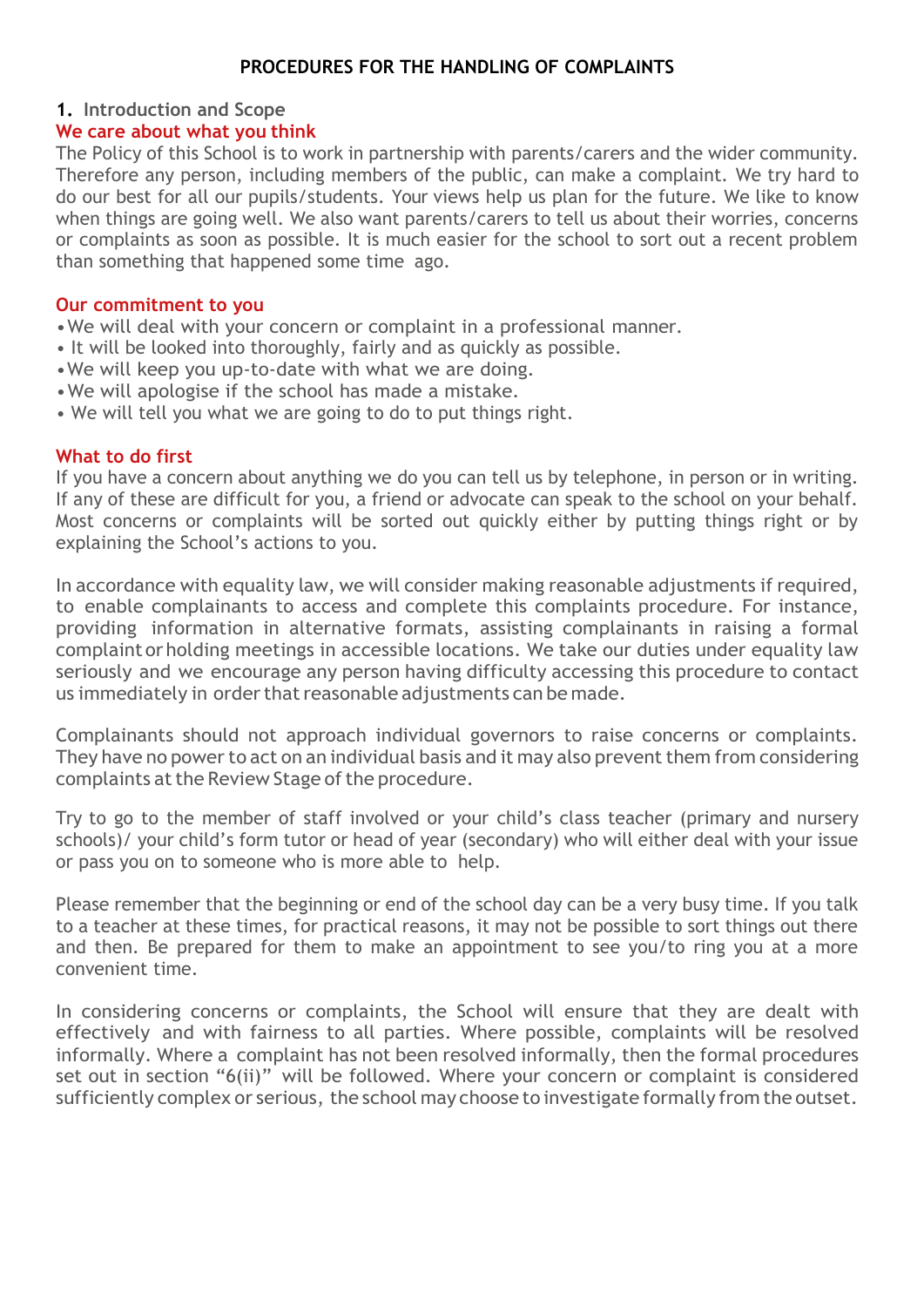# PROCEDURES FOR THE HANDLING OF COMPLAINTS

## 1. Introduction and Scope

### We care about what you think

The Policy of this School is to work in partnership with parents/carers and the wider community. Therefore any person, including members of the public, can make a complaint. We try hard to do our best for all our pupils/students. Your views help us plan for the future. We like to know when things are going well. We also want parents/carers to tell us about their worries, concerns or complaints as soon as possible. It is much easier for the school to sort out a recent problem than something that happened some time ago.

### Our commitment to you

- We will deal with your concern or complaint in a professional manner.
- It will be looked into thoroughly, fairly and as quickly as possible.
- We will keep you up-to-date with what we are doing.
- We will apologise if the school has made a mistake.
- We will tell you what we are going to do to put things right.

### What to do first

If you have a concern about anything we do you can tell us by telephone, in person or in writing. If any of these are difficult for you, a friend or advocate can speak to the school on your behalf. Most concerns or complaints will be sorted out quickly either by putting things right or by explaining the School's actions to you.

In accordance with equality law, we will consider making reasonable adjustments if required, to enable complainants to access and complete this complaints procedure. For instance, providing information in alternative formats, assisting complainants in raising a formal complaint or holding meetings in accessible locations. We take our duties under equality law seriously and we encourage any person having difficulty accessing this procedure to contact us immediately in order that reasonable adjustments can be made.

Complainants should not approach individual governors to raise concerns or complaints. They have no power to act on an individual basis and it may also prevent them from considering complaints at the Review Stage of the procedure.

Try to go to the member of staff involved or your child's class teacher (primary and nursery schools)/ your child's form tutor or head of year (secondary) who will either deal with your issue or pass you on to someone who is more able to help.

Please remember that the beginning or end of the school day can be a very busy time. If you talk to a teacher at these times, for practical reasons, it may not be possible to sort things out there and then. Be prepared for them to make an appointment to see you/to ring you at a more convenient time.

In considering concerns or complaints, the School will ensure that they are dealt with effectively and with fairness to all parties. Where possible, complaints will be resolved informally. Where a complaint has not been resolved informally, then the formal procedures set out in section "6(ii)" will be followed. Where your concern or complaint is considered sufficiently complex or serious, the school may choose to investigate formally from the outset.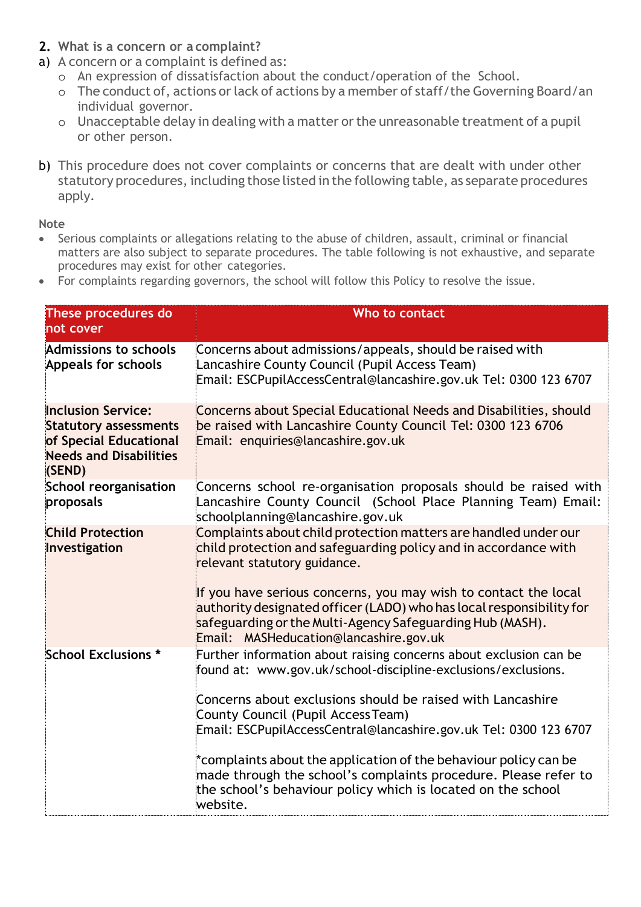## 2. What is a concern or a complaint?

a) A concern or a complaint is defined as:
   - An expression of dissatisfaction about the conduct/operation of the School.
   - The conduct of, actions or lack of actions by a member of staff/the Governing Board/an individual governor.
   - Unacceptable delay in dealing with a matter or the unreasonable treatment of a pupil or other person.

b) This procedure does not cover complaints or concerns that are dealt with under other statutory procedures, including those listed in the following table, as separate procedures apply.

**Note**

- Serious complaints or allegations relating to the abuse of children, assault, criminal or financial matters are also subject to separate procedures. The table following is not exhaustive, and separate procedures may exist for other categories.
- For complaints regarding governors, the school will follow this Policy to resolve the issue.

| These procedures do not cover | Who to contact |
|---|---|
| **Admissions to schools Appeals for schools** | Concerns about admissions/appeals, should be raised with Lancashire County Council (Pupil Access Team) Email: ESCPupilAccessCentral@lancashire.gov.uk Tel: 0300 123 6707 |
| **Inclusion Service: Statutory assessments of Special Educational Needs and Disabilities (SEND)** | Concerns about Special Educational Needs and Disabilities, should be raised with Lancashire County Council Tel: 0300 123 6706 Email: enquiries@lancashire.gov.uk |
| **School reorganisation proposals** | Concerns school re-organisation proposals should be raised with Lancashire County Council (School Place Planning Team) Email: schoolplanning@lancashire.gov.uk |
| **Child Protection Investigation** | Complaints about child protection matters are handled under our child protection and safeguarding policy and in accordance with relevant statutory guidance.<br><br>If you have serious concerns, you may wish to contact the local authority designated officer (LADO) who has local responsibility for safeguarding or the Multi-Agency Safeguarding Hub (MASH). Email: MASHeducation@lancashire.gov.uk |
| **School Exclusions *** | Further information about raising concerns about exclusion can be found at: www.gov.uk/school-discipline-exclusions/exclusions.<br><br>Concerns about exclusions should be raised with Lancashire County Council (Pupil Access Team) Email: ESCPupilAccessCentral@lancashire.gov.uk Tel: 0300 123 6707<br><br>*complaints about the application of the behaviour policy can be made through the school's complaints procedure. Please refer to the school's behaviour policy which is located on the school website. |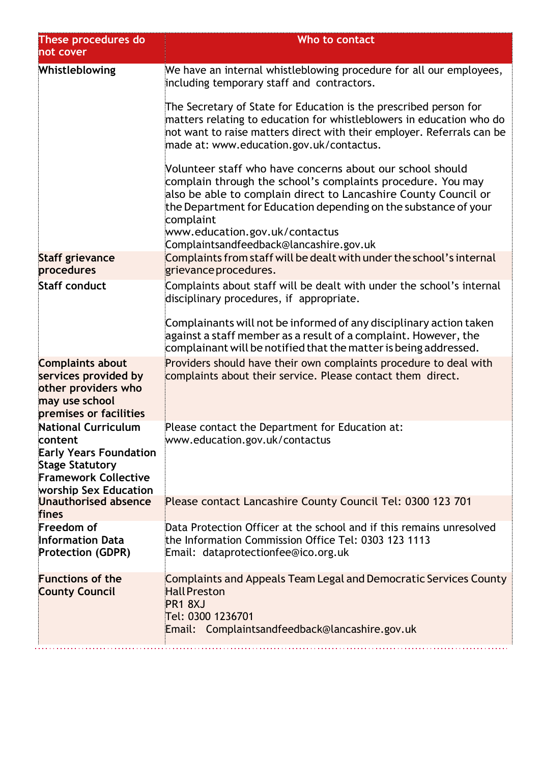| These procedures do not cover | Who to contact |
|---|---|
| **Whistleblowing** | We have an internal whistleblowing procedure for all our employees, including temporary staff and contractors.<br><br>The Secretary of State for Education is the prescribed person for matters relating to education for whistleblowers in education who do not want to raise matters direct with their employer. Referrals can be made at: www.education.gov.uk/contactus.<br><br>Volunteer staff who have concerns about our school should complain through the school's complaints procedure. You may also be able to complain direct to Lancashire County Council or the Department for Education depending on the substance of your complaint<br>www.education.gov.uk/contactus<br>Complaintsandfeedback@lancashire.gov.uk |
| **Staff grievance procedures** | Complaints from staff will be dealt with under the school's internal grievance procedures. |
| **Staff conduct** | Complaints about staff will be dealt with under the school's internal disciplinary procedures, if appropriate.<br><br>Complainants will not be informed of any disciplinary action taken against a staff member as a result of a complaint. However, the complainant will be notified that the matter is being addressed. |
| **Complaints about services provided by other providers who may use school premises or facilities** | Providers should have their own complaints procedure to deal with complaints about their service. Please contact them direct. |
| **National Curriculum content Early Years Foundation Stage Statutory Framework Collective worship Sex Education** | Please contact the Department for Education at:<br>www.education.gov.uk/contactus |
| **Unauthorised absence fines** | Please contact Lancashire County Council Tel: 0300 123 701 |
| **Freedom of Information Data Protection (GDPR)** | Data Protection Officer at the school and if this remains unresolved the Information Commission Office Tel: 0303 123 1113<br>Email: dataprotectionfee@ico.org.uk |
| **Functions of the County Council** | Complaints and Appeals Team Legal and Democratic Services County Hall Preston<br>PR1 8XJ<br>Tel: 0300 1236701<br>Email: Complaintsandfeedback@lancashire.gov.uk |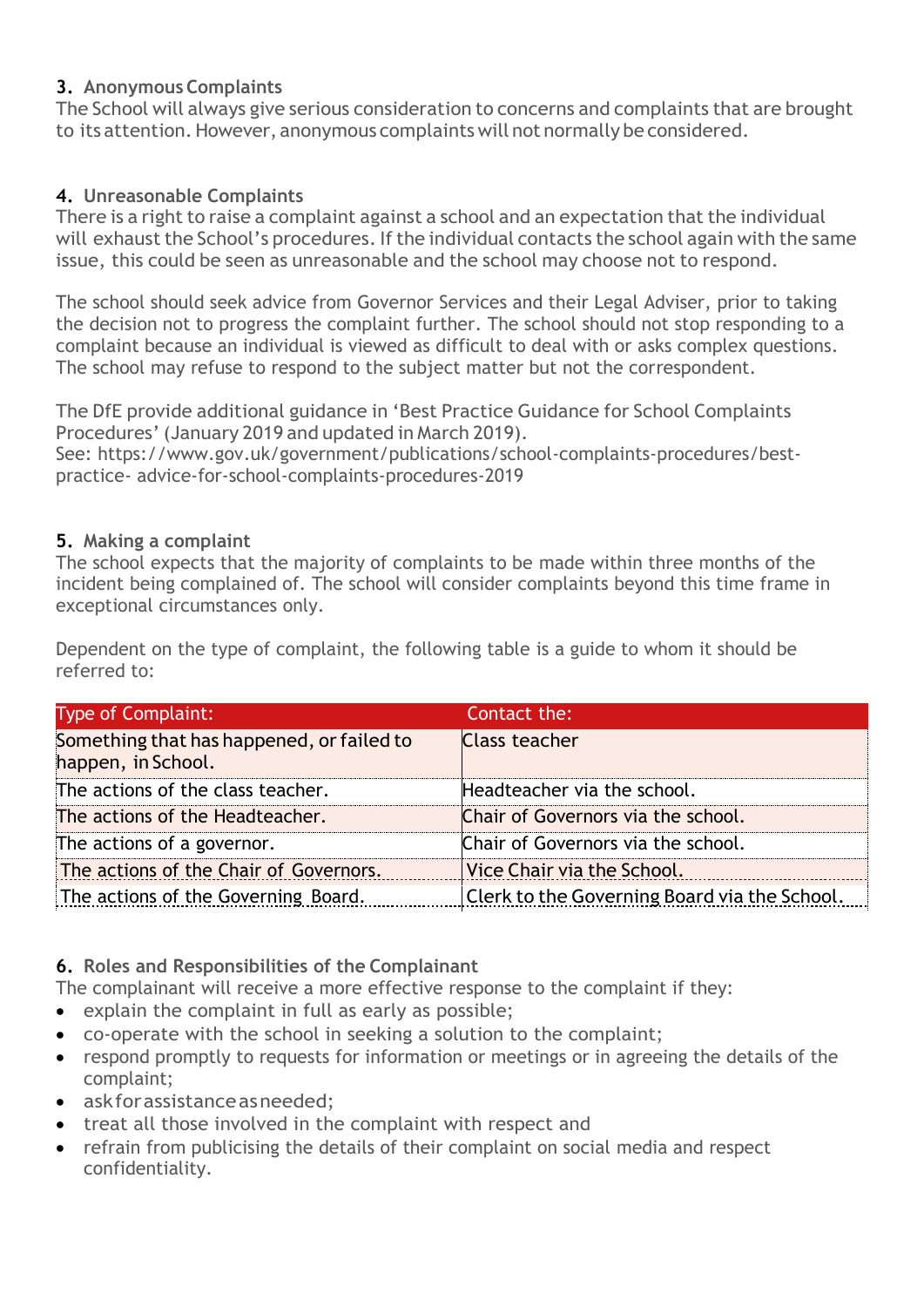## 3. Anonymous Complaints

The School will always give serious consideration to concerns and complaints that are brought to its attention. However, anonymous complaints will not normally be considered.

## 4. Unreasonable Complaints

There is a right to raise a complaint against a school and an expectation that the individual will exhaust the School's procedures. If the individual contacts the school again with the same issue, this could be seen as unreasonable and the school may choose not to respond.

The school should seek advice from Governor Services and their Legal Adviser, prior to taking the decision not to progress the complaint further. The school should not stop responding to a complaint because an individual is viewed as difficult to deal with or asks complex questions. The school may refuse to respond to the subject matter but not the correspondent.

The DfE provide additional guidance in 'Best Practice Guidance for School Complaints Procedures' (January 2019 and updated in March 2019).
See: https://www.gov.uk/government/publications/school-complaints-procedures/best-practice- advice-for-school-complaints-procedures-2019

## 5. Making a complaint

The school expects that the majority of complaints to be made within three months of the incident being complained of. The school will consider complaints beyond this time frame in exceptional circumstances only.

Dependent on the type of complaint, the following table is a guide to whom it should be referred to:

| Type of Complaint: | Contact the: |
|---|---|
| Something that has happened, or failed to happen, in School. | Class teacher |
| The actions of the class teacher. | Headteacher via the school. |
| The actions of the Headteacher. | Chair of Governors via the school. |
| The actions of a governor. | Chair of Governors via the school. |
| The actions of the Chair of Governors. | Vice Chair via the School. |
| The actions of the Governing Board. | Clerk to the Governing Board via the School. |

## 6. Roles and Responsibilities of the Complainant

The complainant will receive a more effective response to the complaint if they:

- explain the complaint in full as early as possible;
- co-operate with the school in seeking a solution to the complaint;
- respond promptly to requests for information or meetings or in agreeing the details of the complaint;
- ask for assistance as needed;
- treat all those involved in the complaint with respect and
- refrain from publicising the details of their complaint on social media and respect confidentiality.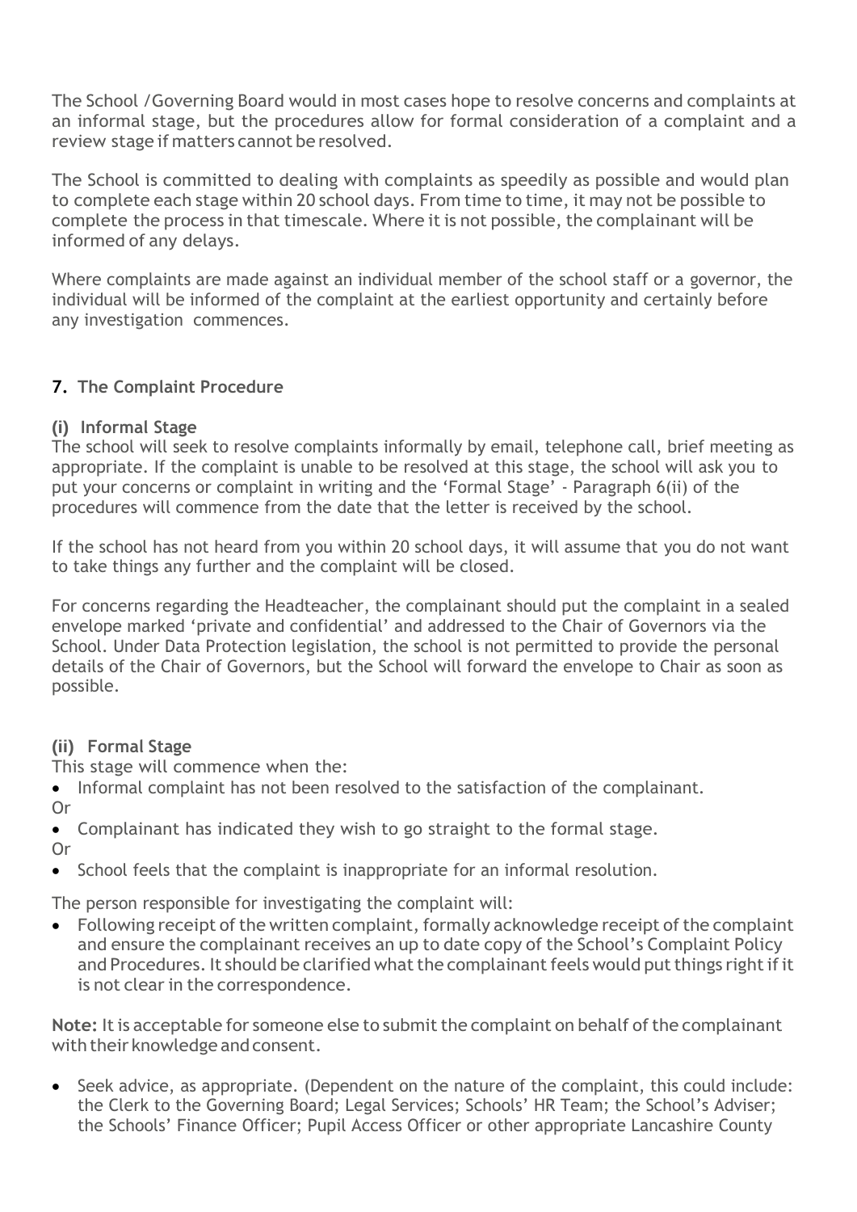The School /Governing Board would in most cases hope to resolve concerns and complaints at an informal stage, but the procedures allow for formal consideration of a complaint and a review stage if matters cannot be resolved.

The School is committed to dealing with complaints as speedily as possible and would plan to complete each stage within 20 school days. From time to time, it may not be possible to complete the process in that timescale. Where it is not possible, the complainant will be informed of any delays.

Where complaints are made against an individual member of the school staff or a governor, the individual will be informed of the complaint at the earliest opportunity and certainly before any investigation commences.

## 7. The Complaint Procedure

### (i) Informal Stage

The school will seek to resolve complaints informally by email, telephone call, brief meeting as appropriate. If the complaint is unable to be resolved at this stage, the school will ask you to put your concerns or complaint in writing and the 'Formal Stage' - Paragraph 6(ii) of the procedures will commence from the date that the letter is received by the school.

If the school has not heard from you within 20 school days, it will assume that you do not want to take things any further and the complaint will be closed.

For concerns regarding the Headteacher, the complainant should put the complaint in a sealed envelope marked 'private and confidential' and addressed to the Chair of Governors via the School. Under Data Protection legislation, the school is not permitted to provide the personal details of the Chair of Governors, but the School will forward the envelope to Chair as soon as possible.

### (ii) Formal Stage

This stage will commence when the:

- Informal complaint has not been resolved to the satisfaction of the complainant.

Or

- Complainant has indicated they wish to go straight to the formal stage.

Or

- School feels that the complaint is inappropriate for an informal resolution.

The person responsible for investigating the complaint will:

- Following receipt of the written complaint, formally acknowledge receipt of the complaint and ensure the complainant receives an up to date copy of the School's Complaint Policy and Procedures. It should be clarified what the complainant feels would put things right if it is not clear in the correspondence.

**Note:** It is acceptable for someone else to submit the complaint on behalf of the complainant with their knowledge and consent.

- Seek advice, as appropriate. (Dependent on the nature of the complaint, this could include: the Clerk to the Governing Board; Legal Services; Schools' HR Team; the School's Adviser; the Schools' Finance Officer; Pupil Access Officer or other appropriate Lancashire County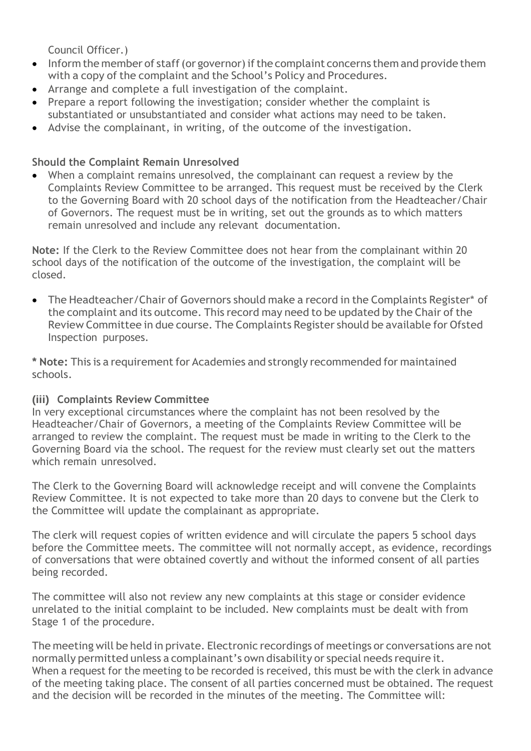Council Officer.)

- Inform the member of staff (or governor) if the complaint concerns them and provide them with a copy of the complaint and the School's Policy and Procedures.
- Arrange and complete a full investigation of the complaint.
- Prepare a report following the investigation; consider whether the complaint is substantiated or unsubstantiated and consider what actions may need to be taken.
- Advise the complainant, in writing, of the outcome of the investigation.

**Should the Complaint Remain Unresolved**

- When a complaint remains unresolved, the complainant can request a review by the Complaints Review Committee to be arranged. This request must be received by the Clerk to the Governing Board with 20 school days of the notification from the Headteacher/Chair of Governors. The request must be in writing, set out the grounds as to which matters remain unresolved and include any relevant documentation.

**Note:** If the Clerk to the Review Committee does not hear from the complainant within 20 school days of the notification of the outcome of the investigation, the complaint will be closed.

- The Headteacher/Chair of Governors should make a record in the Complaints Register* of the complaint and its outcome. This record may need to be updated by the Chair of the Review Committee in due course. The Complaints Register should be available for Ofsted Inspection purposes.

**\* Note:** This is a requirement for Academies and strongly recommended for maintained schools.

### (iii) Complaints Review Committee

In very exceptional circumstances where the complaint has not been resolved by the Headteacher/Chair of Governors, a meeting of the Complaints Review Committee will be arranged to review the complaint. The request must be made in writing to the Clerk to the Governing Board via the school. The request for the review must clearly set out the matters which remain unresolved.

The Clerk to the Governing Board will acknowledge receipt and will convene the Complaints Review Committee. It is not expected to take more than 20 days to convene but the Clerk to the Committee will update the complainant as appropriate.

The clerk will request copies of written evidence and will circulate the papers 5 school days before the Committee meets. The committee will not normally accept, as evidence, recordings of conversations that were obtained covertly and without the informed consent of all parties being recorded.

The committee will also not review any new complaints at this stage or consider evidence unrelated to the initial complaint to be included. New complaints must be dealt with from Stage 1 of the procedure.

The meeting will be held in private. Electronic recordings of meetings or conversations are not normally permitted unless a complainant's own disability or special needs require it. When a request for the meeting to be recorded is received, this must be with the clerk in advance of the meeting taking place. The consent of all parties concerned must be obtained. The request and the decision will be recorded in the minutes of the meeting. The Committee will: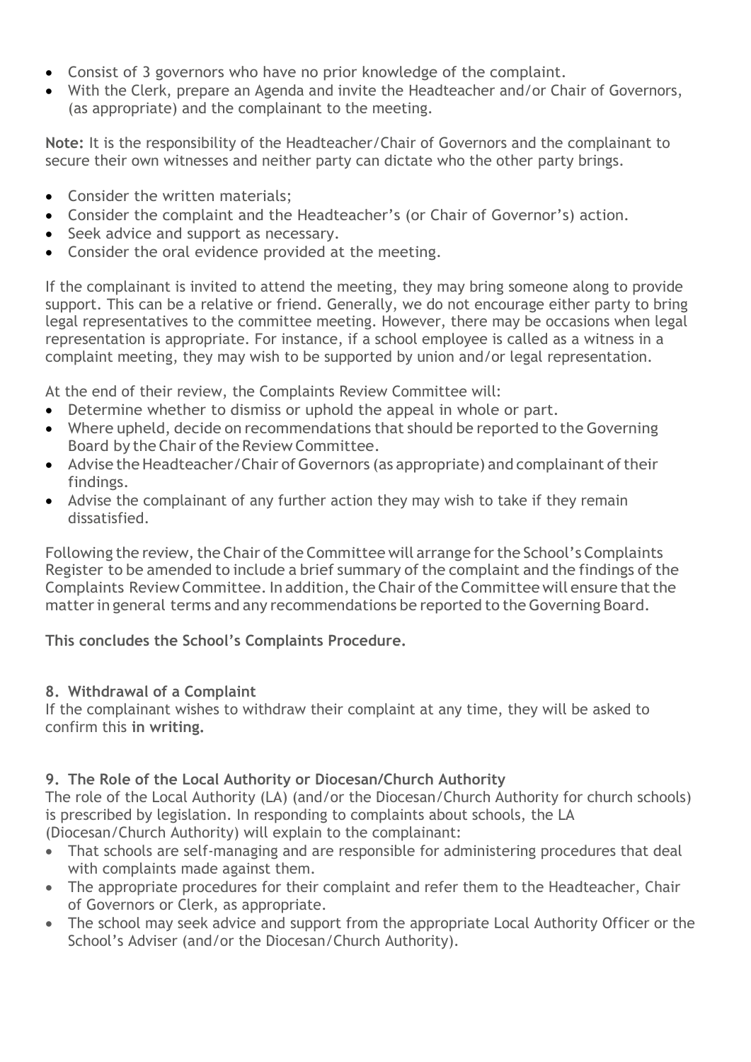- Consist of 3 governors who have no prior knowledge of the complaint.
- With the Clerk, prepare an Agenda and invite the Headteacher and/or Chair of Governors, (as appropriate) and the complainant to the meeting.

**Note:** It is the responsibility of the Headteacher/Chair of Governors and the complainant to secure their own witnesses and neither party can dictate who the other party brings.

- Consider the written materials;
- Consider the complaint and the Headteacher's (or Chair of Governor's) action.
- Seek advice and support as necessary.
- Consider the oral evidence provided at the meeting.

If the complainant is invited to attend the meeting, they may bring someone along to provide support. This can be a relative or friend. Generally, we do not encourage either party to bring legal representatives to the committee meeting. However, there may be occasions when legal representation is appropriate. For instance, if a school employee is called as a witness in a complaint meeting, they may wish to be supported by union and/or legal representation.

At the end of their review, the Complaints Review Committee will:

- Determine whether to dismiss or uphold the appeal in whole or part.
- Where upheld, decide on recommendations that should be reported to the Governing Board by the Chair of the Review Committee.
- Advise the Headteacher/Chair of Governors (as appropriate) and complainant of their findings.
- Advise the complainant of any further action they may wish to take if they remain dissatisfied.

Following the review, the Chair of the Committee will arrange for the School's Complaints Register to be amended to include a brief summary of the complaint and the findings of the Complaints Review Committee. In addition, the Chair of the Committee will ensure that the matter in general terms and any recommendations be reported to the Governing Board.

**This concludes the School's Complaints Procedure.**

## 8. Withdrawal of a Complaint

If the complainant wishes to withdraw their complaint at any time, they will be asked to confirm this **in writing.**

## 9. The Role of the Local Authority or Diocesan/Church Authority

The role of the Local Authority (LA) (and/or the Diocesan/Church Authority for church schools) is prescribed by legislation. In responding to complaints about schools, the LA (Diocesan/Church Authority) will explain to the complainant:

- That schools are self-managing and are responsible for administering procedures that deal with complaints made against them.
- The appropriate procedures for their complaint and refer them to the Headteacher, Chair of Governors or Clerk, as appropriate.
- The school may seek advice and support from the appropriate Local Authority Officer or the School's Adviser (and/or the Diocesan/Church Authority).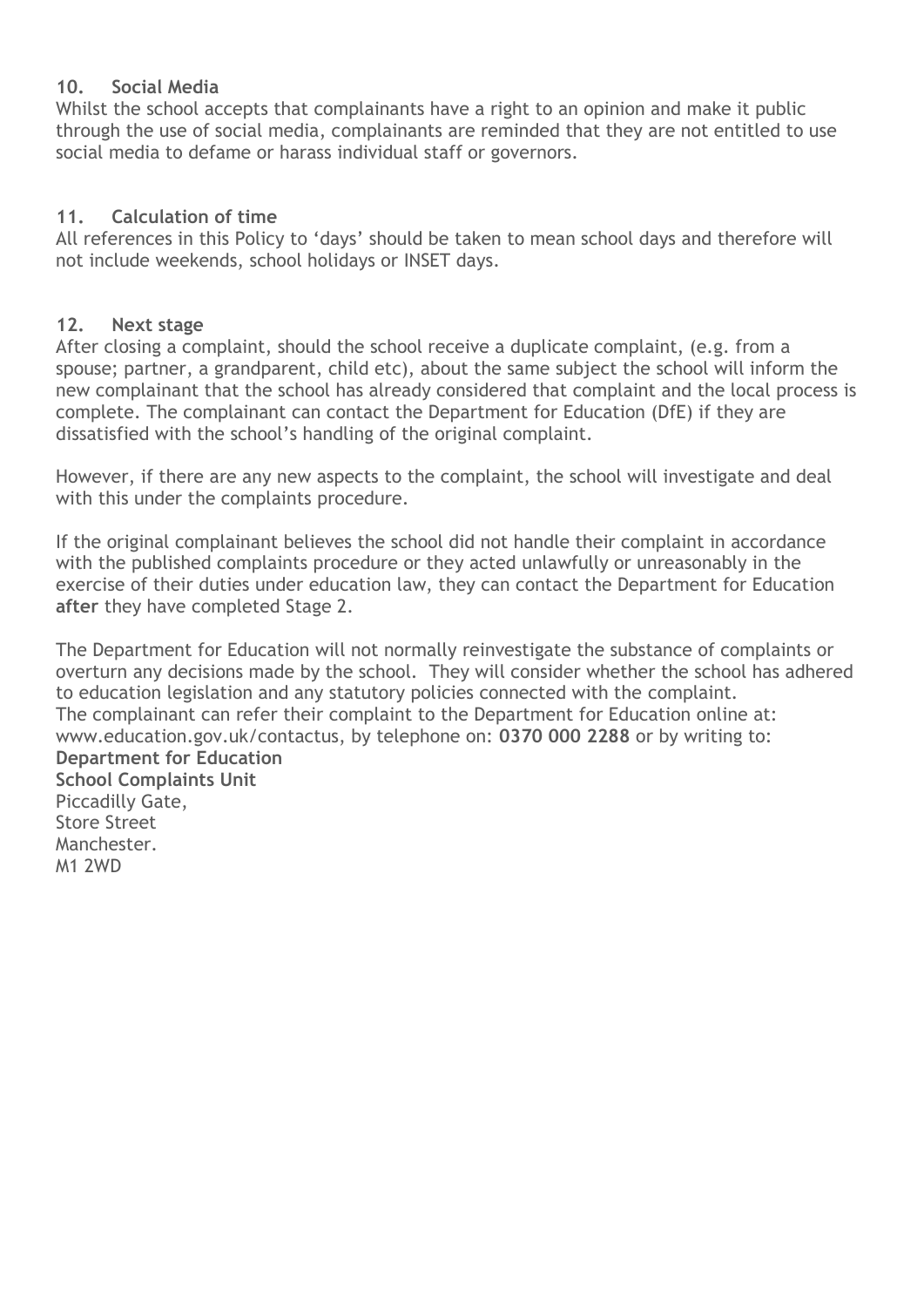## 10. Social Media

Whilst the school accepts that complainants have a right to an opinion and make it public through the use of social media, complainants are reminded that they are not entitled to use social media to defame or harass individual staff or governors.

## 11. Calculation of time

All references in this Policy to 'days' should be taken to mean school days and therefore will not include weekends, school holidays or INSET days.

## 12. Next stage

After closing a complaint, should the school receive a duplicate complaint, (e.g. from a spouse; partner, a grandparent, child etc), about the same subject the school will inform the new complainant that the school has already considered that complaint and the local process is complete. The complainant can contact the Department for Education (DfE) if they are dissatisfied with the school's handling of the original complaint.

However, if there are any new aspects to the complaint, the school will investigate and deal with this under the complaints procedure.

If the original complainant believes the school did not handle their complaint in accordance with the published complaints procedure or they acted unlawfully or unreasonably in the exercise of their duties under education law, they can contact the Department for Education **after** they have completed Stage 2.

The Department for Education will not normally reinvestigate the substance of complaints or overturn any decisions made by the school. They will consider whether the school has adhered to education legislation and any statutory policies connected with the complaint.
The complainant can refer their complaint to the Department for Education online at: www.education.gov.uk/contactus, by telephone on: **0370 000 2288** or by writing to:
**Department for Education**
**School Complaints Unit**
Piccadilly Gate,
Store Street
Manchester.
M1 2WD